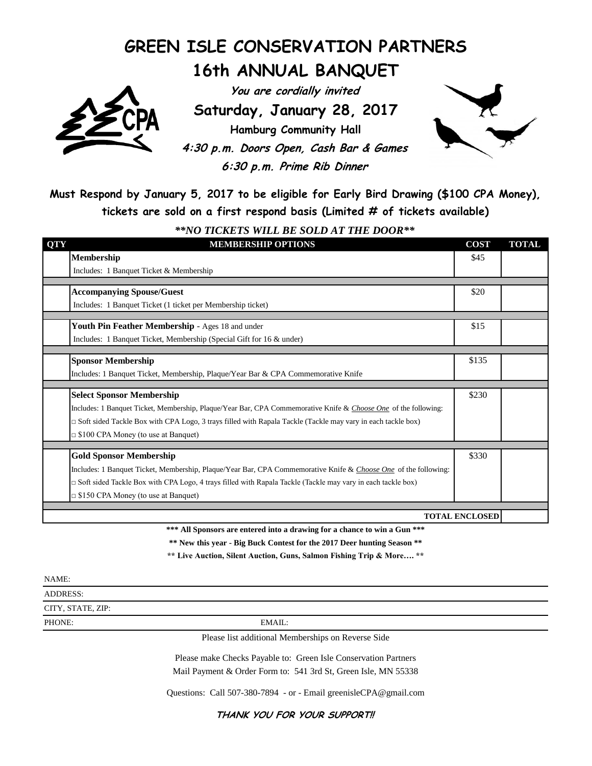# GREEN ISLE CONSERVATION PARTNERS

## 16th ANNUAL BANQUET

***You are cordially invited***

**Saturday, January 28, 2017**

**Hamburg Community Hall**

***4:30 p.m. Doors Open, Cash Bar & Games***

***6:30 p.m. Prime Rib Dinner***

**Must Respond by January 5, 2017 to be eligible for Early Bird Drawing ($100 CPA Money), tickets are sold on a first respond basis (Limited # of tickets available)**

***\*\*NO TICKETS WILL BE SOLD AT THE DOOR\*\****

| QTY | MEMBERSHIP OPTIONS | COST | TOTAL |
|---|---|---|---|
| | **Membership**<br>Includes: 1 Banquet Ticket & Membership | $45 | |
| | **Accompanying Spouse/Guest**<br>Includes: 1 Banquet Ticket (1 ticket per Membership ticket) | $20 | |
| | **Youth Pin Feather Membership** - Ages 18 and under<br>Includes: 1 Banquet Ticket, Membership (Special Gift for 16 & under) | $15 | |
| | **Sponsor Membership**<br>Includes: 1 Banquet Ticket, Membership, Plaque/Year Bar & CPA Commemorative Knife | $135 | |
| | **Select Sponsor Membership**<br>Includes: 1 Banquet Ticket, Membership, Plaque/Year Bar, CPA Commemorative Knife & *Choose One* of the following:<br>□ Soft sided Tackle Box with CPA Logo, 3 trays filled with Rapala Tackle (Tackle may vary in each tackle box)<br>□ $100 CPA Money (to use at Banquet) | $230 | |
| | **Gold Sponsor Membership**<br>Includes: 1 Banquet Ticket, Membership, Plaque/Year Bar, CPA Commemorative Knife & *Choose One* of the following:<br>□ Soft sided Tackle Box with CPA Logo, 4 trays filled with Rapala Tackle (Tackle may vary in each tackle box)<br>□ $150 CPA Money (to use at Banquet) | $330 | |
| | | **TOTAL ENCLOSED** | |

**\*\*\* All Sponsors are entered into a drawing for a chance to win a Gun \*\*\***

**\*\* New this year - Big Buck Contest for the 2017 Deer hunting Season \*\***

**\*\* Live Auction, Silent Auction, Guns, Salmon Fishing Trip & More…. \*\***

NAME:

ADDRESS:

CITY, STATE, ZIP:

PHONE: EMAIL:

Please list additional Memberships on Reverse Side

Please make Checks Payable to: Green Isle Conservation Partners

Mail Payment & Order Form to: 541 3rd St, Green Isle, MN 55338

Questions: Call 507-380-7894 - or - Email greenisleCPA@gmail.com

***THANK YOU FOR YOUR SUPPORT!!***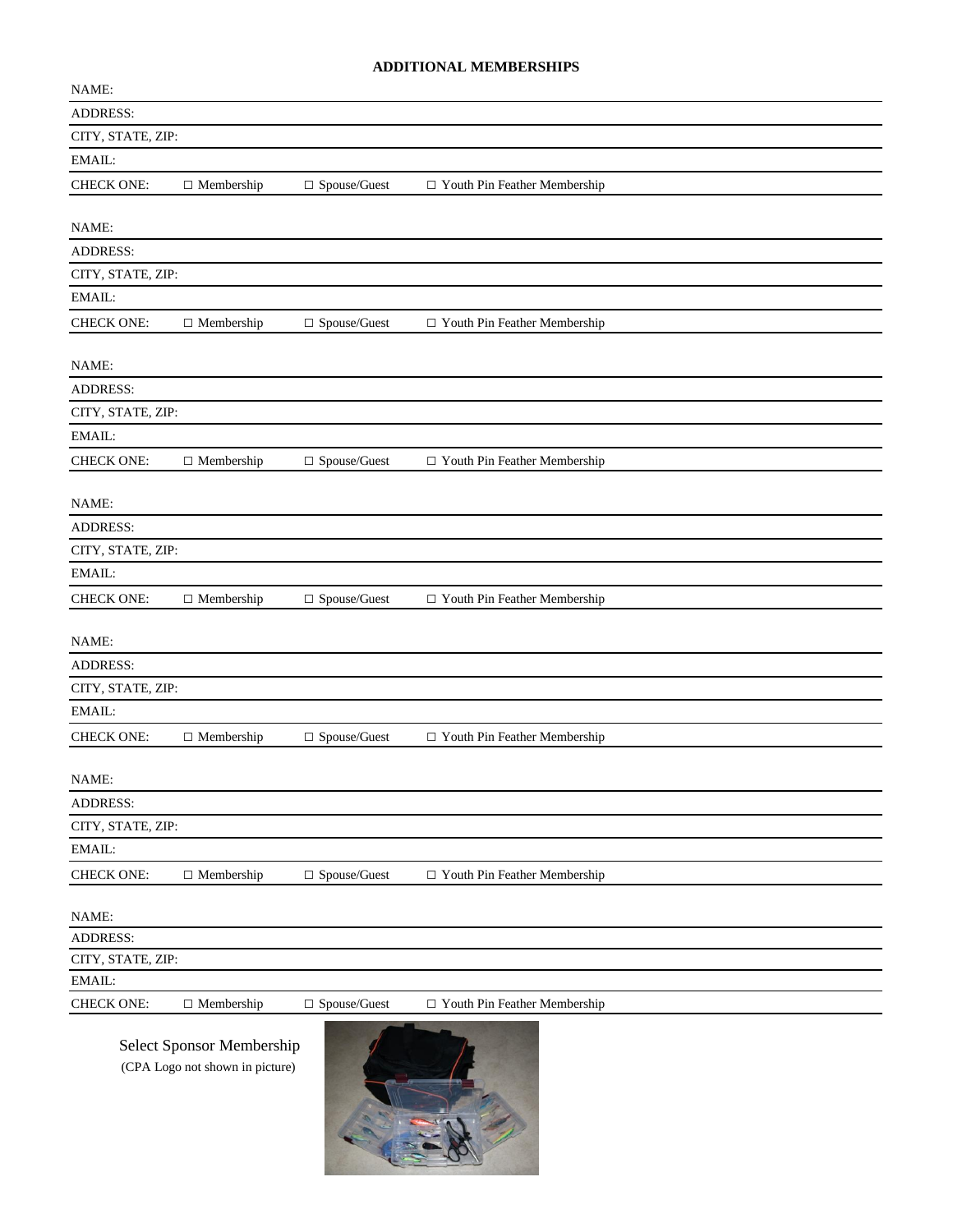## ADDITIONAL MEMBERSHIPS

NAME:

ADDRESS:

CITY, STATE, ZIP:

EMAIL:

CHECK ONE: ☐ Membership ☐ Spouse/Guest ☐ Youth Pin Feather Membership

NAME:

ADDRESS:

CITY, STATE, ZIP:

EMAIL:

CHECK ONE: ☐ Membership ☐ Spouse/Guest ☐ Youth Pin Feather Membership

NAME:

ADDRESS:

CITY, STATE, ZIP:

EMAIL:

CHECK ONE: ☐ Membership ☐ Spouse/Guest ☐ Youth Pin Feather Membership

NAME:

ADDRESS:

CITY, STATE, ZIP:

EMAIL:

CHECK ONE: ☐ Membership ☐ Spouse/Guest ☐ Youth Pin Feather Membership

NAME:

ADDRESS:

CITY, STATE, ZIP:

EMAIL:

CHECK ONE: ☐ Membership ☐ Spouse/Guest ☐ Youth Pin Feather Membership

NAME:

ADDRESS:

CITY, STATE, ZIP:

EMAIL:

CHECK ONE: ☐ Membership ☐ Spouse/Guest ☐ Youth Pin Feather Membership

NAME:

ADDRESS:

CITY, STATE, ZIP:

EMAIL:

CHECK ONE: ☐ Membership ☐ Spouse/Guest ☐ Youth Pin Feather Membership

Select Sponsor Membership

(CPA Logo not shown in picture)